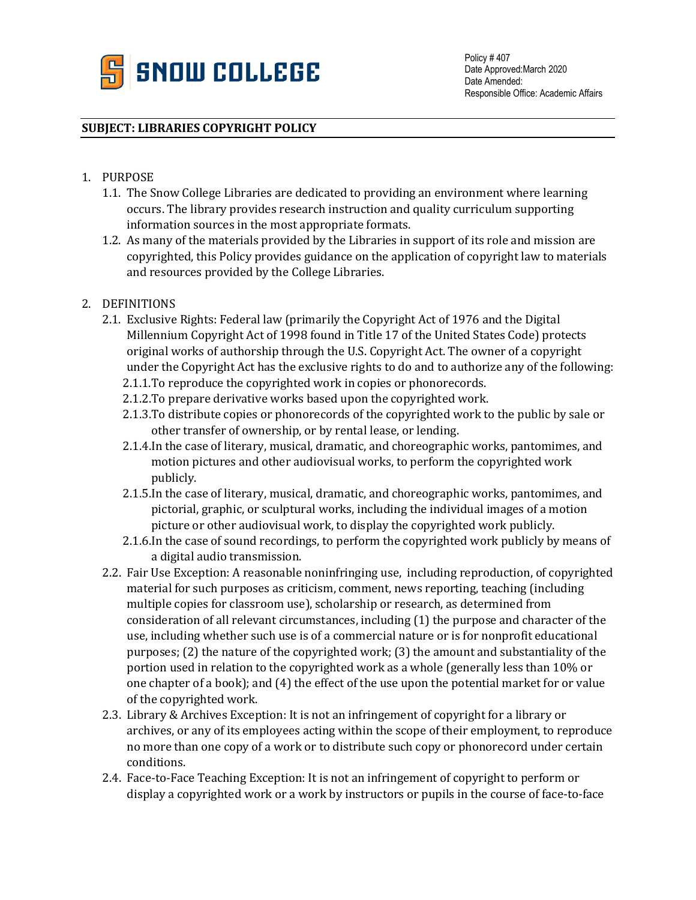**SNOW COLLEGE**

Policy # 407
Date Approved: March 2020
Date Amended:
Responsible Office: Academic Affairs

## SUBJECT: LIBRARIES COPYRIGHT POLICY

1. PURPOSE
   - 1.1. The Snow College Libraries are dedicated to providing an environment where learning occurs. The library provides research instruction and quality curriculum supporting information sources in the most appropriate formats.
   - 1.2. As many of the materials provided by the Libraries in support of its role and mission are copyrighted, this Policy provides guidance on the application of copyright law to materials and resources provided by the College Libraries.

2. DEFINITIONS
   - 2.1. Exclusive Rights: Federal law (primarily the Copyright Act of 1976 and the Digital Millennium Copyright Act of 1998 found in Title 17 of the United States Code) protects original works of authorship through the U.S. Copyright Act. The owner of a copyright under the Copyright Act has the exclusive rights to do and to authorize any of the following:
     - 2.1.1. To reproduce the copyrighted work in copies or phonorecords.
     - 2.1.2. To prepare derivative works based upon the copyrighted work.
     - 2.1.3. To distribute copies or phonorecords of the copyrighted work to the public by sale or other transfer of ownership, or by rental lease, or lending.
     - 2.1.4. In the case of literary, musical, dramatic, and choreographic works, pantomimes, and motion pictures and other audiovisual works, to perform the copyrighted work publicly.
     - 2.1.5. In the case of literary, musical, dramatic, and choreographic works, pantomimes, and pictorial, graphic, or sculptural works, including the individual images of a motion picture or other audiovisual work, to display the copyrighted work publicly.
     - 2.1.6. In the case of sound recordings, to perform the copyrighted work publicly by means of a digital audio transmission.
   - 2.2. Fair Use Exception: A reasonable noninfringing use, including reproduction, of copyrighted material for such purposes as criticism, comment, news reporting, teaching (including multiple copies for classroom use), scholarship or research, as determined from consideration of all relevant circumstances, including (1) the purpose and character of the use, including whether such use is of a commercial nature or is for nonprofit educational purposes; (2) the nature of the copyrighted work; (3) the amount and substantiality of the portion used in relation to the copyrighted work as a whole (generally less than 10% or one chapter of a book); and (4) the effect of the use upon the potential market for or value of the copyrighted work.
   - 2.3. Library & Archives Exception: It is not an infringement of copyright for a library or archives, or any of its employees acting within the scope of their employment, to reproduce no more than one copy of a work or to distribute such copy or phonorecord under certain conditions.
   - 2.4. Face-to-Face Teaching Exception: It is not an infringement of copyright to perform or display a copyrighted work or a work by instructors or pupils in the course of face-to-face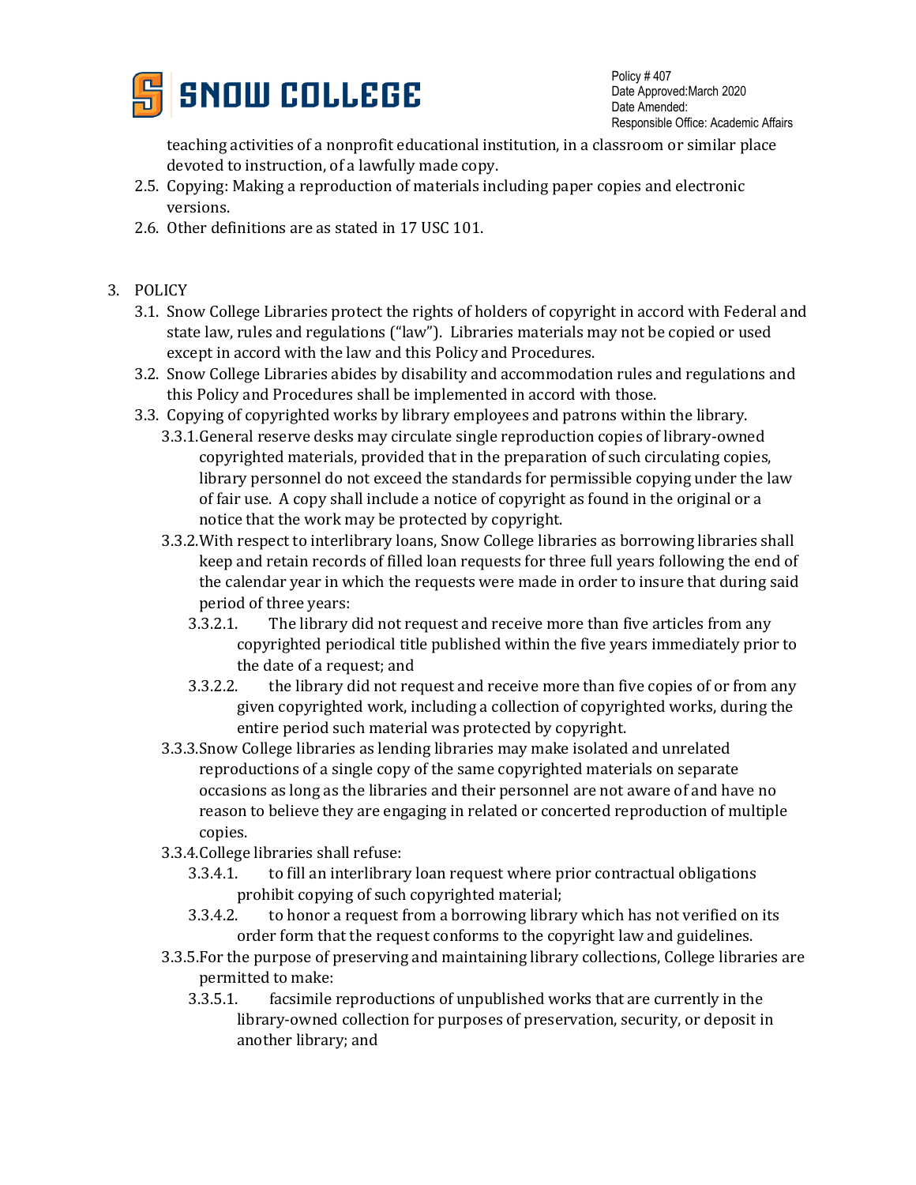teaching activities of a nonprofit educational institution, in a classroom or similar place devoted to instruction, of a lawfully made copy.

2.5. Copying: Making a reproduction of materials including paper copies and electronic versions.

2.6. Other definitions are as stated in 17 USC 101.

3. POLICY

3.1. Snow College Libraries protect the rights of holders of copyright in accord with Federal and state law, rules and regulations ("law"). Libraries materials may not be copied or used except in accord with the law and this Policy and Procedures.

3.2. Snow College Libraries abides by disability and accommodation rules and regulations and this Policy and Procedures shall be implemented in accord with those.

3.3. Copying of copyrighted works by library employees and patrons within the library.

3.3.1. General reserve desks may circulate single reproduction copies of library-owned copyrighted materials, provided that in the preparation of such circulating copies, library personnel do not exceed the standards for permissible copying under the law of fair use. A copy shall include a notice of copyright as found in the original or a notice that the work may be protected by copyright.

3.3.2. With respect to interlibrary loans, Snow College libraries as borrowing libraries shall keep and retain records of filled loan requests for three full years following the end of the calendar year in which the requests were made in order to insure that during said period of three years:

3.3.2.1. The library did not request and receive more than five articles from any copyrighted periodical title published within the five years immediately prior to the date of a request; and

3.3.2.2. the library did not request and receive more than five copies of or from any given copyrighted work, including a collection of copyrighted works, during the entire period such material was protected by copyright.

3.3.3. Snow College libraries as lending libraries may make isolated and unrelated reproductions of a single copy of the same copyrighted materials on separate occasions as long as the libraries and their personnel are not aware of and have no reason to believe they are engaging in related or concerted reproduction of multiple copies.

3.3.4. College libraries shall refuse:

3.3.4.1. to fill an interlibrary loan request where prior contractual obligations prohibit copying of such copyrighted material;

3.3.4.2. to honor a request from a borrowing library which has not verified on its order form that the request conforms to the copyright law and guidelines.

3.3.5. For the purpose of preserving and maintaining library collections, College libraries are permitted to make:

3.3.5.1. facsimile reproductions of unpublished works that are currently in the library-owned collection for purposes of preservation, security, or deposit in another library; and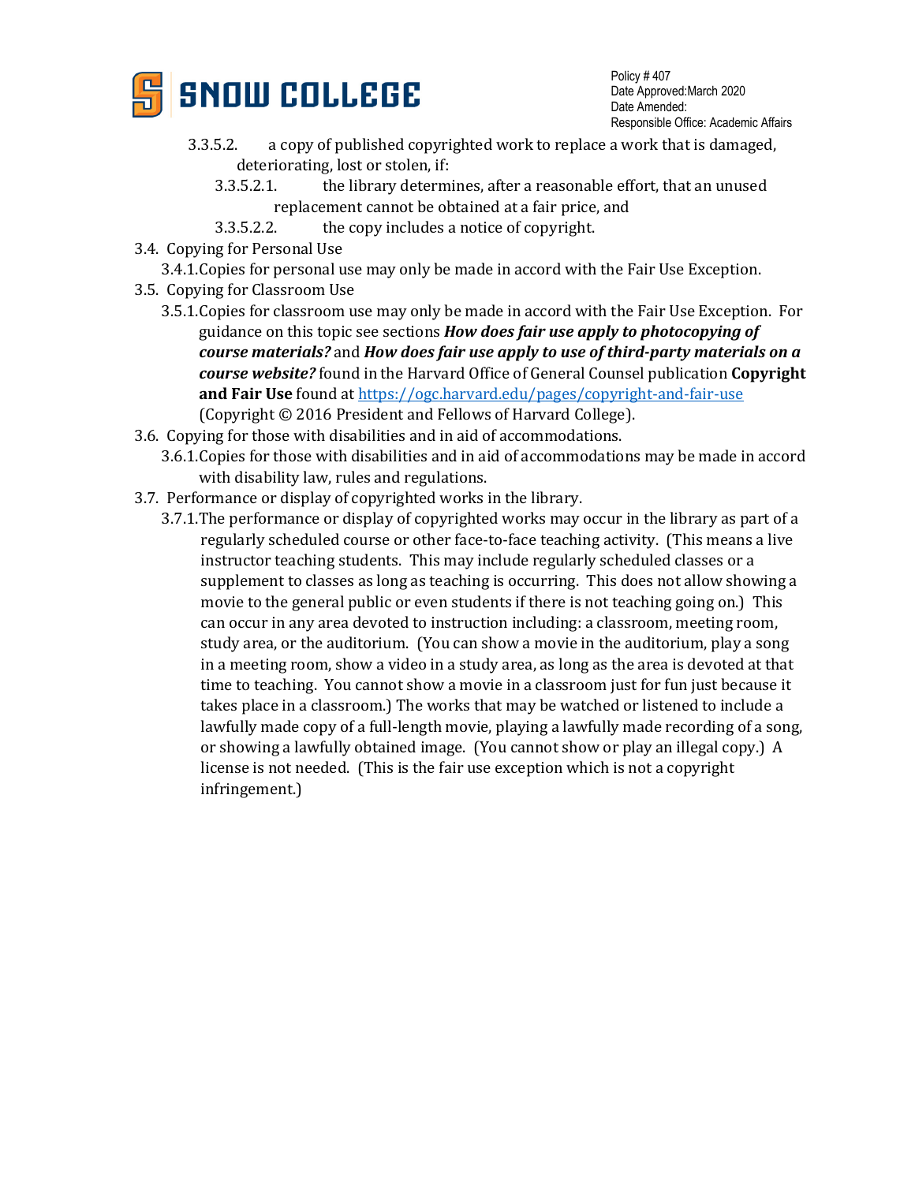3.3.5.2. a copy of published copyrighted work to replace a work that is damaged, deteriorating, lost or stolen, if:

3.3.5.2.1. the library determines, after a reasonable effort, that an unused replacement cannot be obtained at a fair price, and

3.3.5.2.2. the copy includes a notice of copyright.

3.4. Copying for Personal Use

3.4.1. Copies for personal use may only be made in accord with the Fair Use Exception.

3.5. Copying for Classroom Use

3.5.1. Copies for classroom use may only be made in accord with the Fair Use Exception. For guidance on this topic see sections ***How does fair use apply to photocopying of course materials?*** and ***How does fair use apply to use of third-party materials on a course website?*** found in the Harvard Office of General Counsel publication **Copyright and Fair Use** found at https://ogc.harvard.edu/pages/copyright-and-fair-use (Copyright © 2016 President and Fellows of Harvard College).

3.6. Copying for those with disabilities and in aid of accommodations.

3.6.1. Copies for those with disabilities and in aid of accommodations may be made in accord with disability law, rules and regulations.

3.7. Performance or display of copyrighted works in the library.

3.7.1. The performance or display of copyrighted works may occur in the library as part of a regularly scheduled course or other face-to-face teaching activity. (This means a live instructor teaching students. This may include regularly scheduled classes or a supplement to classes as long as teaching is occurring. This does not allow showing a movie to the general public or even students if there is not teaching going on.) This can occur in any area devoted to instruction including: a classroom, meeting room, study area, or the auditorium. (You can show a movie in the auditorium, play a song in a meeting room, show a video in a study area, as long as the area is devoted at that time to teaching. You cannot show a movie in a classroom just for fun just because it takes place in a classroom.) The works that may be watched or listened to include a lawfully made copy of a full-length movie, playing a lawfully made recording of a song, or showing a lawfully obtained image. (You cannot show or play an illegal copy.) A license is not needed. (This is the fair use exception which is not a copyright infringement.)